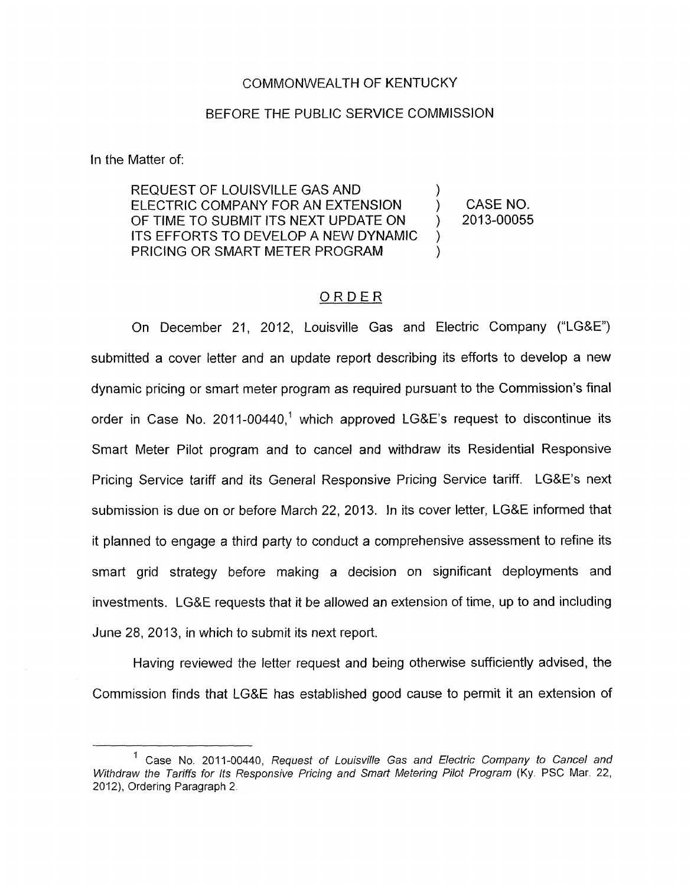COMMONWEALTH OF KENTUCKY

BEFORE THE PUBLIC SERVICE COMMISSION

In the Matter of:

REQUEST OF LOUISVILLE GAS AND ELECTRIC COMPANY FOR AN EXTENSION OF TIME TO SUBMIT ITS NEXT UPDATE ON ITS EFFORTS TO DEVELOP A NEW DYNAMIC PRICING OR SMART METER PROGRAM ) ) ) ) ) CASE NO. 2013-00055

## ORDER

On December 21, 2012, Louisville Gas and Electric Company ("LG&E") submitted a cover letter and an update report describing its efforts to develop a new dynamic pricing or smart meter program as required pursuant to the Commission's final order in Case No. 2011-00440,[1] which approved LG&E's request to discontinue its Smart Meter Pilot program and to cancel and withdraw its Residential Responsive Pricing Service tariff and its General Responsive Pricing Service tariff. LG&E's next submission is due on or before March 22, 2013. In its cover letter, LG&E informed that it planned to engage a third party to conduct a comprehensive assessment to refine its smart grid strategy before making a decision on significant deployments and investments. LG&E requests that it be allowed an extension of time, up to and including June 28, 2013, in which to submit its next report.

Having reviewed the letter request and being otherwise sufficiently advised, the Commission finds that LG&E has established good cause to permit it an extension of

[1] Case No. 2011-00440, *Request of Louisville Gas and Electric Company to Cancel and Withdraw the Tariffs for Its Responsive Pricing and Smart Metering Pilot Program* (Ky. PSC Mar. 22, 2012), Ordering Paragraph 2.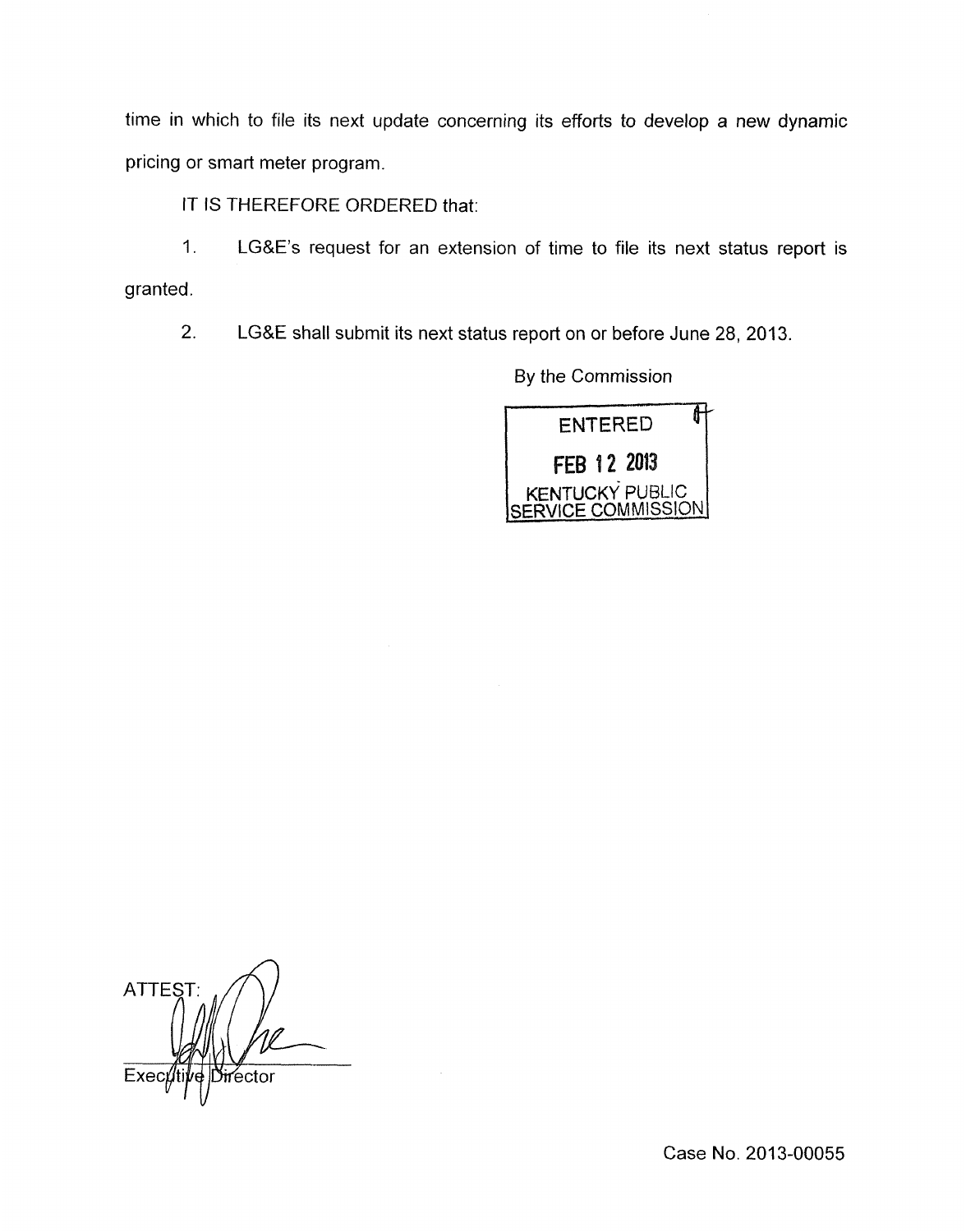time in which to file its next update concerning its efforts to develop a new dynamic pricing or smart meter program.

IT IS THEREFORE ORDERED that:

1. LG&E's request for an extension of time to file its next status report is granted.

2. LG&E shall submit its next status report on or before June 28, 2013.

By the Commission

ENTERED
FEB 12 2013
KENTUCKY PUBLIC SERVICE COMMISSION

ATTEST:

Executive Director

Case No. 2013-00055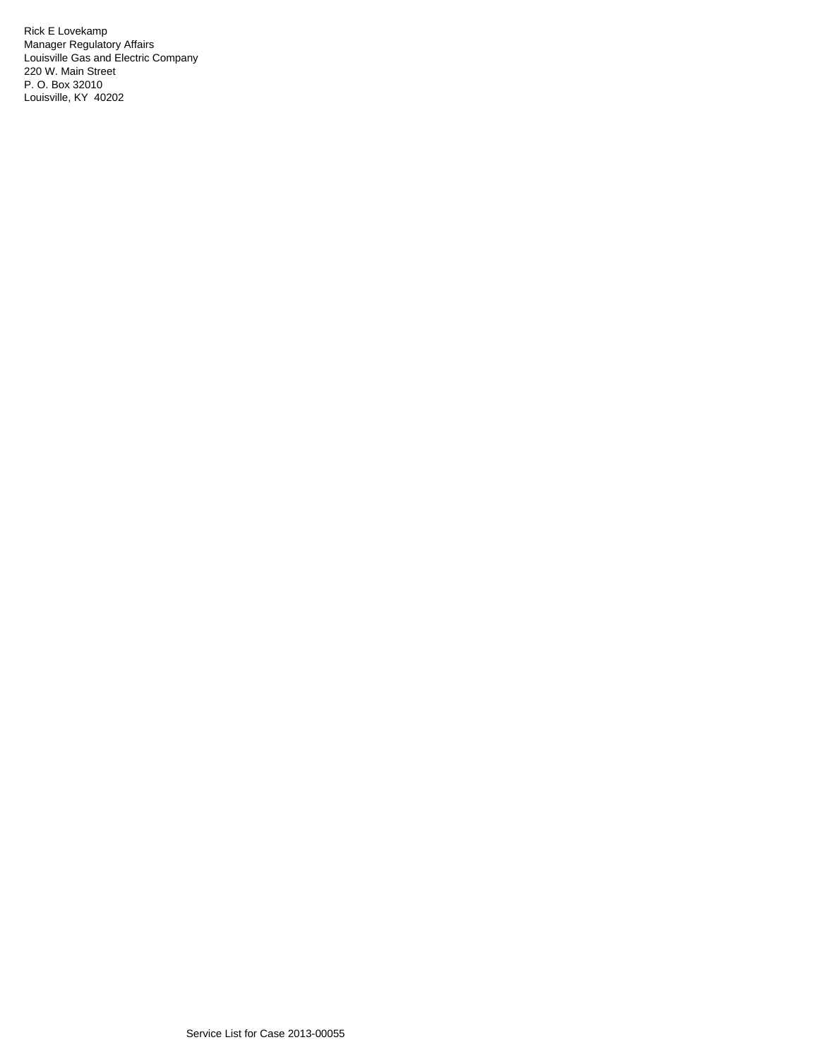Rick E Lovekamp
Manager Regulatory Affairs
Louisville Gas and Electric Company
220 W. Main Street
P. O. Box 32010
Louisville, KY 40202